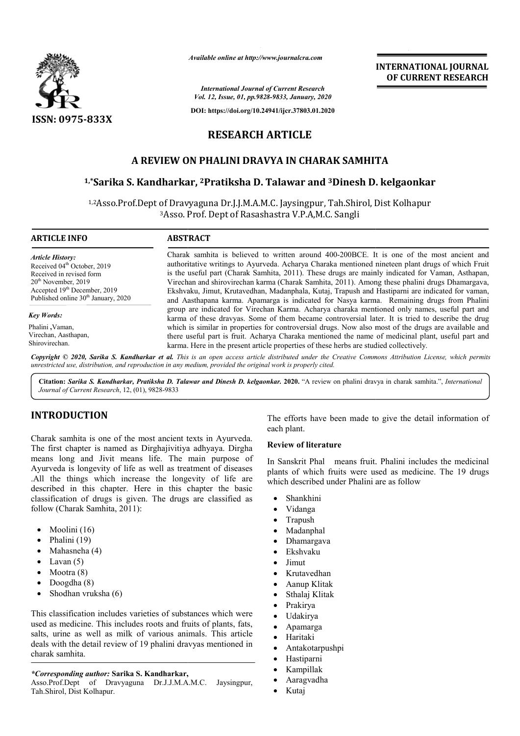*Available online at http://www.journalcra.com*

*International Journal of Current Research*
*Vol. 12, Issue, 01, pp.9828-9833, January, 2020*

**DOI: https://doi.org/10.24941/ijcr.37803.01.2020**

**ISSN: 0975-833X**

**INTERNATIONAL JOURNAL OF CURRENT RESEARCH**

# RESEARCH ARTICLE

## A REVIEW ON PHALINI DRAVYA IN CHARAK SAMHITA

### [1,*]Sarika S. Kandharkar, [2]Pratiksha D. Talawar and [3]Dinesh D. kelgaonkar

[1,2]Asso.Prof.Dept of Dravyaguna Dr.J.J.M.A.M.C. Jaysingpur, Tah.Shirol, Dist Kolhapur
[3]Asso. Prof. Dept of Rasashastra V.P.A,M.C. Sangli

**ARTICLE INFO**

*Article History:*
Received 04[th] October, 2019
Received in revised form
20[th] November, 2019
Accepted 19[th] December, 2019
Published online 30[th] January, 2020

*Key Words:*
Phalini ,Vaman,
Virechan, Aasthapan,
Shirovirechan.

**ABSTRACT**

Charak samhita is believed to written around 400-200BCE. It is one of the most ancient and authoritative writings to Ayurveda. Acharya Charaka mentioned nineteen plant drugs of which Fruit is the useful part (Charak Samhita, 2011). These drugs are mainly indicated for Vaman, Asthapan, Virechan and shirovirechan karma (Charak Samhita, 2011). Among these phalini drugs Dhamargava, Ekshvaku, Jimut, Krutavedhan, Madanphala, Kutaj, Trapush and Hastiparni are indicated for vaman, and Aasthapana karma. Apamarga is indicated for Nasya karma. Remaining drugs from Phalini group are indicated for Virechan Karma. Acharya charaka mentioned only names, useful part and karma of these dravyas. Some of them became controversial later. It is tried to describe the drug which is similar in properties for controversial drugs. Now also most of the drugs are available and there useful part is fruit. Acharya Charaka mentioned the name of medicinal plant, useful part and karma. Here in the present article properties of these herbs are studied collectively.

*Copyright © 2020, Sarika S. Kandharkar et al. This is an open access article distributed under the Creative Commons Attribution License, which permits unrestricted use, distribution, and reproduction in any medium, provided the original work is properly cited.*

**Citation:** *Sarika S. Kandharkar, Pratiksha D. Talawar and Dinesh D. kelgaonkar.* **2020.** "A review on phalini dravya in charak samhita.", *International Journal of Current Research*, 12, (01), 9828-9833

## INTRODUCTION

Charak samhita is one of the most ancient texts in Ayurveda. The first chapter is named as Dirghajivitiya adhyaya. Dirgha means long and Jivit means life. The main purpose of Ayurveda is longevity of life as well as treatment of diseases .All the things which increase the longevity of life are described in this chapter. Here in this chapter the basic classification of drugs is given. The drugs are classified as follow (Charak Samhita, 2011):

- Moolini (16)
- Phalini (19)
- Mahasneha (4)
- Lavan (5)
- Mootra (8)
- Doogdha (8)
- Shodhan vruksha (6)

This classification includes varieties of substances which were used as medicine. This includes roots and fruits of plants, fats, salts, urine as well as milk of various animals. This article deals with the detail review of 19 phalini dravyas mentioned in charak samhita.

*\*Corresponding author:* **Sarika S. Kandharkar,**
Asso.Prof.Dept of Dravyaguna Dr.J.J.M.A.M.C. Jaysingpur, Tah.Shirol, Dist Kolhapur.

The efforts have been made to give the detail information of each plant.

**Review of literature**

In Sanskrit Phal means fruit. Phalini includes the medicinal plants of which fruits were used as medicine. The 19 drugs which described under Phalini are as follow

- Shankhini
- Vidanga
- Trapush
- Madanphal
- Dhamargava
- Ekshvaku
- Jimut
- Krutavedhan
- Aanup Klitak
- Sthalaj Klitak
- Prakirya
- Udakirya
- Apamarga
- Haritaki
- Antakotarpushpi
- Hastiparni
- Kampillak
- Aaragvadha
- Kutaj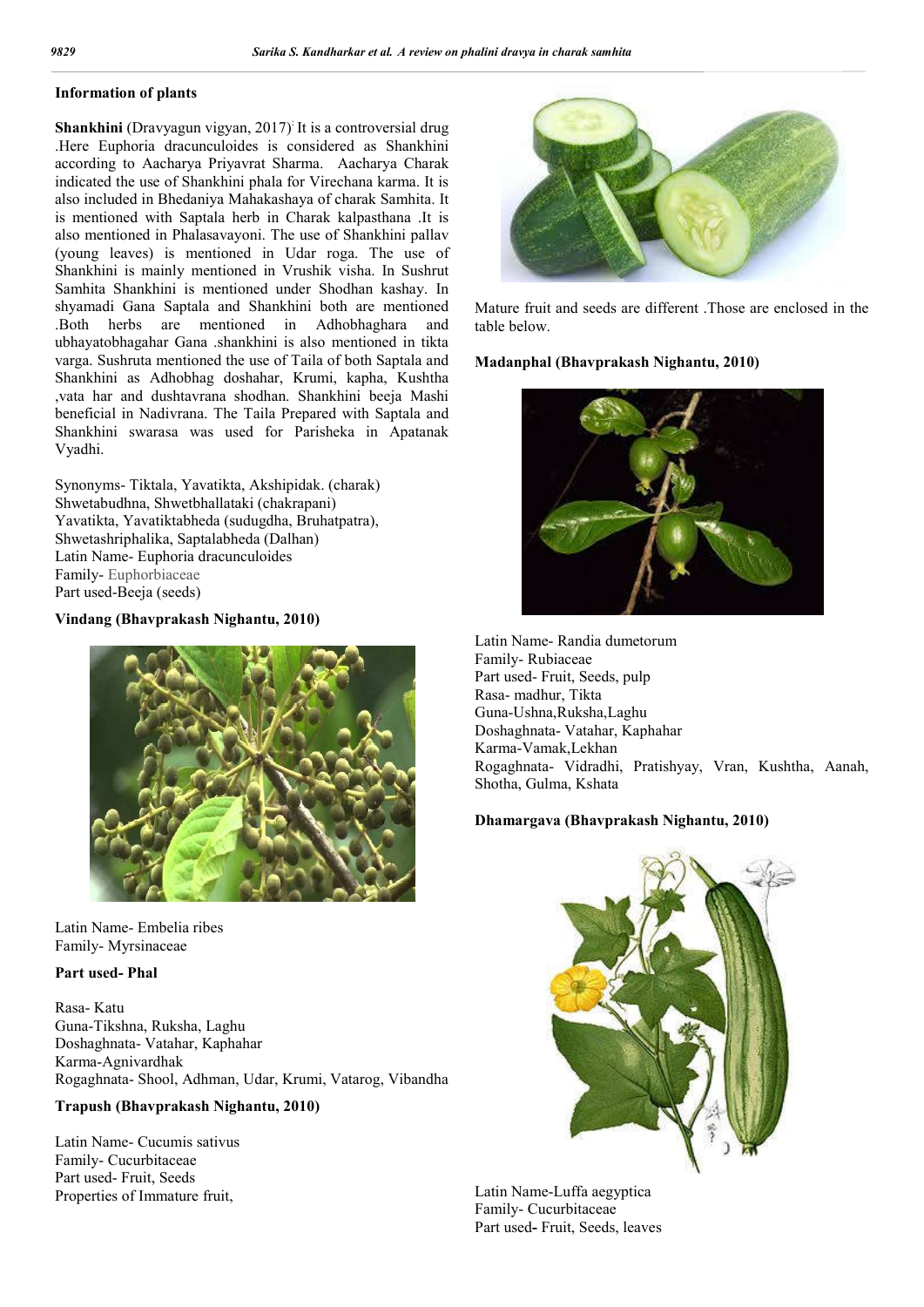### Information of plants

**Shankhini** (Dravyagun vigyan, 2017). It is a controversial drug .Here Euphoria dracunculoides is considered as Shankhini according to Aacharya Priyavrat Sharma. Aacharya Charak indicated the use of Shankhini phala for Virechana karma. It is also included in Bhedaniya Mahakashaya of charak Samhita. It is mentioned with Saptala herb in Charak kalpasthana .It is also mentioned in Phalasavayoni. The use of Shankhini pallav (young leaves) is mentioned in Udar roga. The use of Shankhini is mainly mentioned in Vrushik visha. In Sushrut Samhita Shankhini is mentioned under Shodhan kashay. In shyamadi Gana Saptala and Shankhini both are mentioned .Both herbs are mentioned in Adhobhaghara and ubhayatobhagahar Gana .shankhini is also mentioned in tikta varga. Sushruta mentioned the use of Taila of both Saptala and Shankhini as Adhobhag doshahar, Krumi, kapha, Kushtha ,vata har and dushtavrana shodhan. Shankhini beeja Mashi beneficial in Nadivrana. The Taila Prepared with Saptala and Shankhini swarasa was used for Parisheka in Apatanak Vyadhi.

Synonyms- Tiktala, Yavatikta, Akshipidak. (charak)
Shwetabudhna, Shwetbhallataki (chakrapani)
Yavatikta, Yavatiktabheda (sudugdha, Bruhatpatra),
Shwetashriphalika, Saptalabheda (Dalhan)
Latin Name- Euphoria dracunculoides
Family- Euphorbiaceae
Part used-Beeja (seeds)

### Vindang (Bhavprakash Nighantu, 2010)

Latin Name- Embelia ribes
Family- Myrsinaceae

**Part used- Phal**

Rasa- Katu
Guna-Tikshna, Ruksha, Laghu
Doshaghnata- Vatahar, Kaphahar
Karma-Agnivardhak
Rogaghnata- Shool, Adhman, Udar, Krumi, Vatarog, Vibandha

### Trapush (Bhavprakash Nighantu, 2010)

Latin Name- Cucumis sativus
Family- Cucurbitaceae
Part used- Fruit, Seeds
Properties of Immature fruit,

Mature fruit and seeds are different .Those are enclosed in the table below.

### Madanphal (Bhavprakash Nighantu, 2010)

Latin Name- Randia dumetorum
Family- Rubiaceae
Part used- Fruit, Seeds, pulp
Rasa- madhur, Tikta
Guna-Ushna,Ruksha,Laghu
Doshaghnata- Vatahar, Kaphahar
Karma-Vamak,Lekhan
Rogaghnata- Vidradhi, Pratishyay, Vran, Kushtha, Aanah, Shotha, Gulma, Kshata

### Dhamargava (Bhavprakash Nighantu, 2010)

Latin Name-Luffa aegyptica
Family- Cucurbitaceae
Part used- Fruit, Seeds, leaves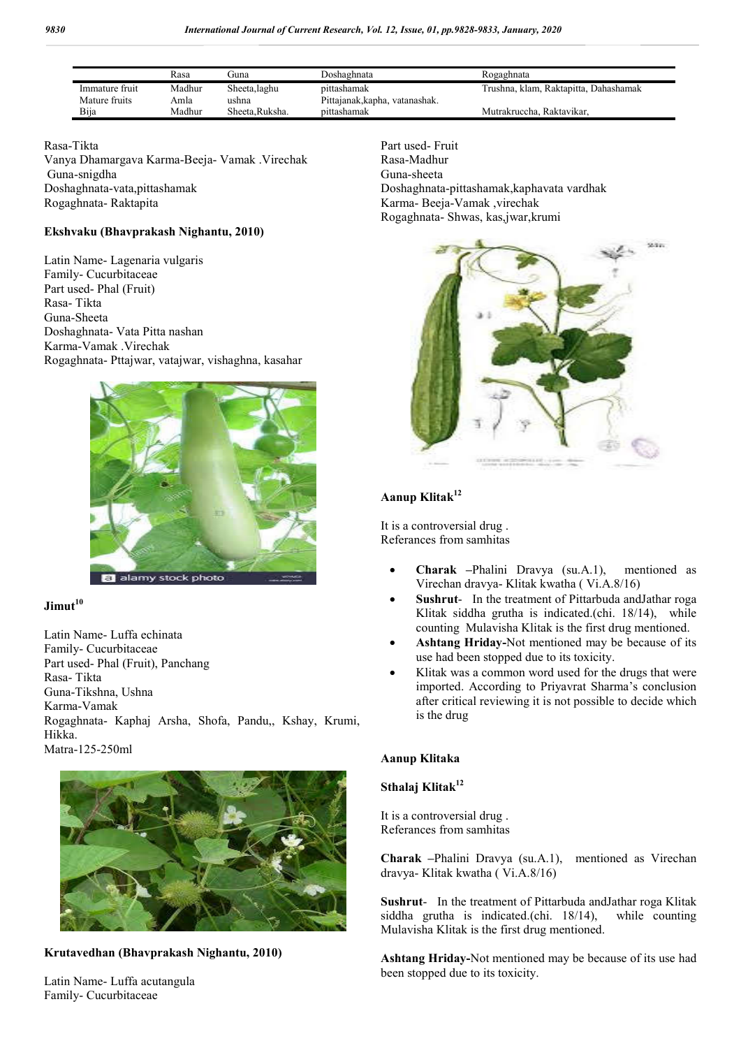|  | Rasa | Guna | Doshaghnata | Rogaghnata |
|---|---|---|---|---|
| Immature fruit | Madhur | Sheeta,laghu | pittashamak | Trushna, klam, Raktapitta, Dahashamak |
| Mature fruits | Amla | ushna | Pittajanak,kapha, vatanashak. |  |
| Bija | Madhur | Sheeta,Ruksha. | pittashamak | Mutrakruccha, Raktavikar, |

Rasa-Tikta
Vanya Dhamargava Karma-Beeja- Vamak .Virechak
Guna-snigdha
Doshaghnata-vata,pittashamak
Rogaghnata- Raktapita

**Ekshvaku (Bhavprakash Nighantu, 2010)**

Latin Name- Lagenaria vulgaris
Family- Cucurbitaceae
Part used- Phal (Fruit)
Rasa- Tikta
Guna-Sheeta
Doshaghnata- Vata Pitta nashan
Karma-Vamak .Virechak
Rogaghnata- Pttajwar, vatajwar, vishaghna, kasahar

**Jimut[10]**

Latin Name- Luffa echinata
Family- Cucurbitaceae
Part used- Phal (Fruit), Panchang
Rasa- Tikta
Guna-Tikshna, Ushna
Karma-Vamak
Rogaghnata- Kaphaj Arsha, Shofa, Pandu,, Kshay, Krumi, Hikka.
Matra-125-250ml

**Krutavedhan (Bhavprakash Nighantu, 2010)**

Latin Name- Luffa acutangula
Family- Cucurbitaceae
Part used- Fruit
Rasa-Madhur
Guna-sheeta
Doshaghnata-pittashamak,kaphavata vardhak
Karma- Beeja-Vamak ,virechak
Rogaghnata- Shwas, kas,jwar,krumi

**Aanup Klitak[12]**

It is a controversial drug .
Referances from samhitas

- **Charak** –Phalini Dravya (su.A.1), mentioned as Virechan dravya- Klitak kwatha ( Vi.A.8/16)
- **Sushrut**- In the treatment of Pittarbuda andJathar roga Klitak siddha grutha is indicated.(chi. 18/14), while counting Mulavisha Klitak is the first drug mentioned.
- **Ashtang Hriday-**Not mentioned may be because of its use had been stopped due to its toxicity.
- Klitak was a common word used for the drugs that were imported. According to Priyavrat Sharma's conclusion after critical reviewing it is not possible to decide which is the drug

**Aanup Klitaka**

**Sthalaj Klitak[12]**

It is a controversial drug .
Referances from samhitas

**Charak** –Phalini Dravya (su.A.1), mentioned as Virechan dravya- Klitak kwatha ( Vi.A.8/16)

**Sushrut**- In the treatment of Pittarbuda andJathar roga Klitak siddha grutha is indicated.(chi. 18/14), while counting Mulavisha Klitak is the first drug mentioned.

**Ashtang Hriday-**Not mentioned may be because of its use had been stopped due to its toxicity.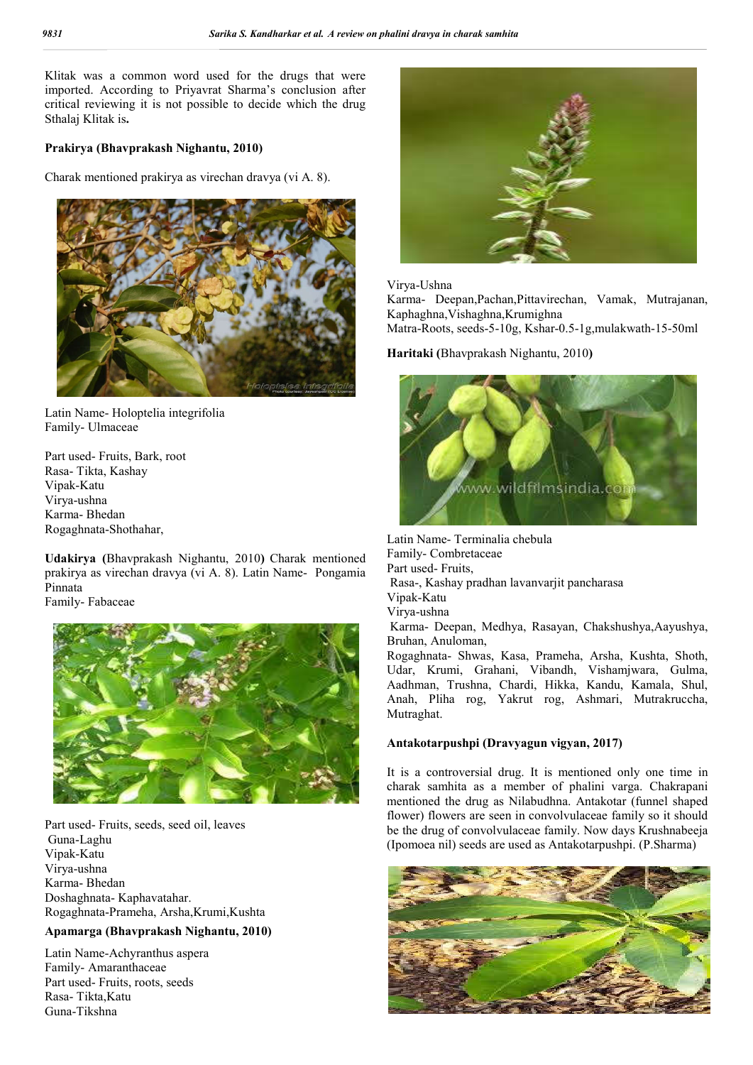Klitak was a common word used for the drugs that were imported. According to Priyavrat Sharma's conclusion after critical reviewing it is not possible to decide which the drug Sthalaj Klitak is**.**

**Prakirya (Bhavprakash Nighantu, 2010)**

Charak mentioned prakirya as virechan dravya (vi A. 8).

Latin Name- Holoptelia integrifolia
Family- Ulmaceae

Part used- Fruits, Bark, root
Rasa- Tikta, Kashay
Vipak-Katu
Virya-ushna
Karma- Bhedan
Rogaghnata-Shothahar,

**Udakirya (**Bhavprakash Nighantu, 2010**)** Charak mentioned prakirya as virechan dravya (vi A. 8). Latin Name- Pongamia Pinnata
Family- Fabaceae

Part used- Fruits, seeds, seed oil, leaves
Guna-Laghu
Vipak-Katu
Virya-ushna
Karma- Bhedan
Doshaghnata- Kaphavatahar.
Rogaghnata-Prameha, Arsha,Krumi,Kushta

**Apamarga (Bhavprakash Nighantu, 2010)**

Latin Name-Achyranthus aspera
Family- Amaranthaceae
Part used- Fruits, roots, seeds
Rasa- Tikta,Katu
Guna-Tikshna

Virya-Ushna
Karma- Deepan,Pachan,Pittavirechan, Vamak, Mutrajanan, Kaphaghna,Vishaghna,Krumighna
Matra-Roots, seeds-5-10g, Kshar-0.5-1g,mulakwath-15-50ml

**Haritaki (**Bhavprakash Nighantu, 2010**)**

Latin Name- Terminalia chebula
Family- Combretaceae
Part used- Fruits,
Rasa-, Kashay pradhan lavanvarjit pancharasa
Vipak-Katu
Virya-ushna
Karma- Deepan, Medhya, Rasayan, Chakshushya,Aayushya, Bruhan, Anuloman,
Rogaghnata- Shwas, Kasa, Prameha, Arsha, Kushta, Shoth, Udar, Krumi, Grahani, Vibandh, Vishamjwara, Gulma, Aadhman, Trushna, Chardi, Hikka, Kandu, Kamala, Shul, Anah, Pliha rog, Yakrut rog, Ashmari, Mutrakruccha, Mutraghat.

**Antakotarpushpi (Dravyagun vigyan, 2017)**

It is a controversial drug. It is mentioned only one time in charak samhita as a member of phalini varga. Chakrapani mentioned the drug as Nilabudhna. Antakotar (funnel shaped flower) flowers are seen in convolvulaceae family so it should be the drug of convolvulaceae family. Now days Krushnabeeja (Ipomoea nil) seeds are used as Antakotarpushpi. (P.Sharma)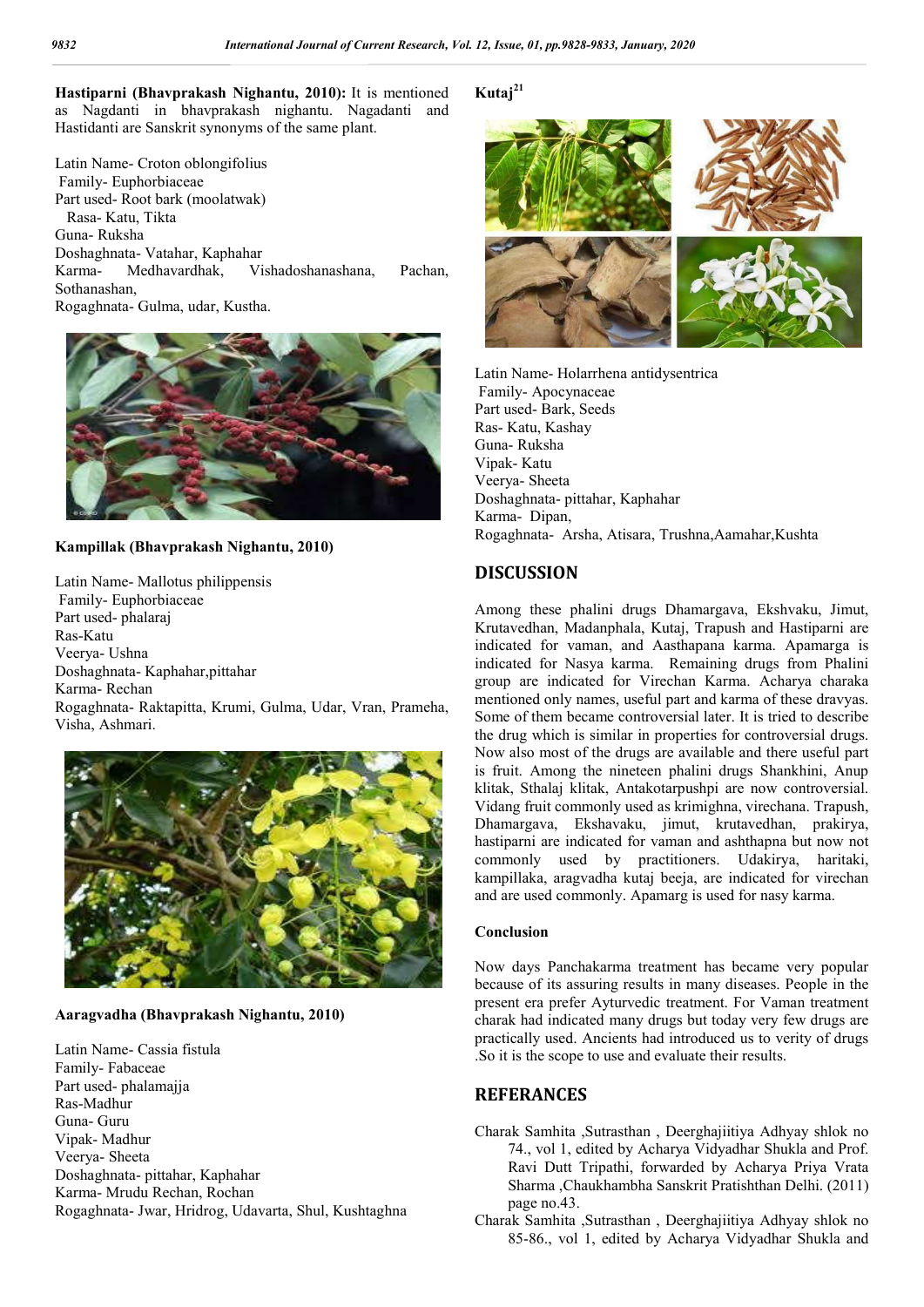**Hastiparni (Bhavprakash Nighantu, 2010):** It is mentioned as Nagdanti in bhavprakash nighantu. Nagadanti and Hastidanti are Sanskrit synonyms of the same plant.

Latin Name- Croton oblongifolius
Family- Euphorbiaceae
Part used- Root bark (moolatwak)
Rasa- Katu, Tikta
Guna- Ruksha
Doshaghnata- Vatahar, Kaphahar
Karma- Medhavardhak, Vishadoshanashana, Pachan, Sothanashan,
Rogaghnata- Gulma, udar, Kustha.

**Kampillak (Bhavprakash Nighantu, 2010)**

Latin Name- Mallotus philippensis
Family- Euphorbiaceae
Part used- phalaraj
Ras-Katu
Veerya- Ushna
Doshaghnata- Kaphahar,pittahar
Karma- Rechan
Rogaghnata- Raktapitta, Krumi, Gulma, Udar, Vran, Prameha, Visha, Ashmari.

**Aaragvadha (Bhavprakash Nighantu, 2010)**

Latin Name- Cassia fistula
Family- Fabaceae
Part used- phalamajja
Ras-Madhur
Guna- Guru
Vipak- Madhur
Veerya- Sheeta
Doshaghnata- pittahar, Kaphahar
Karma- Mrudu Rechan, Rochan
Rogaghnata- Jwar, Hridrog, Udavarta, Shul, Kushtaghna

**Kutaj**[21]

Latin Name- Holarrhena antidysentrica
Family- Apocynaceae
Part used- Bark, Seeds
Ras- Katu, Kashay
Guna- Ruksha
Vipak- Katu
Veerya- Sheeta
Doshaghnata- pittahar, Kaphahar
Karma- Dipan,
Rogaghnata- Arsha, Atisara, Trushna,Aamahar,Kushta

## DISCUSSION

Among these phalini drugs Dhamargava, Ekshvaku, Jimut, Krutavedhan, Madanphala, Kutaj, Trapush and Hastiparni are indicated for vaman, and Aasthapana karma. Apamarga is indicated for Nasya karma. Remaining drugs from Phalini group are indicated for Virechan Karma. Acharya charaka mentioned only names, useful part and karma of these dravyas. Some of them became controversial later. It is tried to describe the drug which is similar in properties for controversial drugs. Now also most of the drugs are available and there useful part is fruit. Among the nineteen phalini drugs Shankhini, Anup klitak, Sthalaj klitak, Antakotarpushpi are now controversial. Vidang fruit commonly used as krimighna, virechana. Trapush, Dhamargava, Ekshavaku, jimut, krutavedhan, prakirya, hastiparni are indicated for vaman and ashthapna but now not commonly used by practitioners. Udakirya, haritaki, kampillaka, aragvadha kutaj beeja, are indicated for virechan and are used commonly. Apamarg is used for nasy karma.

### Conclusion

Now days Panchakarma treatment has became very popular because of its assuring results in many diseases. People in the present era prefer Ayturvedic treatment. For Vaman treatment charak had indicated many drugs but today very few drugs are practically used. Ancients had introduced us to verity of drugs .So it is the scope to use and evaluate their results.

## REFERANCES

Charak Samhita ,Sutrasthan , Deerghajiitiya Adhyay shlok no 74., vol 1, edited by Acharya Vidyadhar Shukla and Prof. Ravi Dutt Tripathi, forwarded by Acharya Priya Vrata Sharma ,Chaukhambha Sanskrit Pratishthan Delhi. (2011) page no.43.

Charak Samhita ,Sutrasthan , Deerghajiitiya Adhyay shlok no 85-86., vol 1, edited by Acharya Vidyadhar Shukla and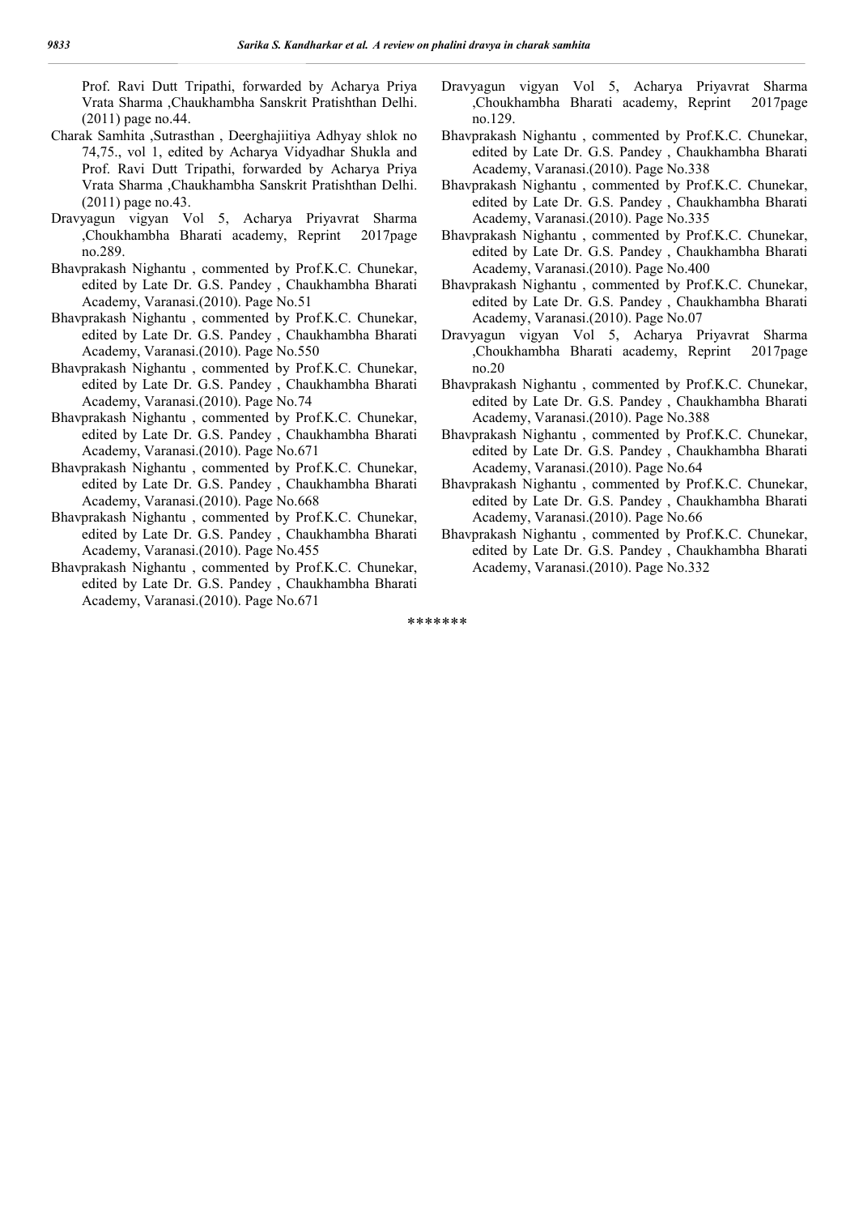Prof. Ravi Dutt Tripathi, forwarded by Acharya Priya Vrata Sharma ,Chaukhambha Sanskrit Pratishthan Delhi. (2011) page no.44.

Charak Samhita ,Sutrasthan , Deerghajiitiya Adhyay shlok no 74,75., vol 1, edited by Acharya Vidyadhar Shukla and Prof. Ravi Dutt Tripathi, forwarded by Acharya Priya Vrata Sharma ,Chaukhambha Sanskrit Pratishthan Delhi. (2011) page no.43.

Dravyagun vigyan Vol 5, Acharya Priyavrat Sharma ,Choukhambha Bharati academy, Reprint 2017page no.289.

Bhavprakash Nighantu , commented by Prof.K.C. Chunekar, edited by Late Dr. G.S. Pandey , Chaukhambha Bharati Academy, Varanasi.(2010). Page No.51

Bhavprakash Nighantu , commented by Prof.K.C. Chunekar, edited by Late Dr. G.S. Pandey , Chaukhambha Bharati Academy, Varanasi.(2010). Page No.550

Bhavprakash Nighantu , commented by Prof.K.C. Chunekar, edited by Late Dr. G.S. Pandey , Chaukhambha Bharati Academy, Varanasi.(2010). Page No.74

Bhavprakash Nighantu , commented by Prof.K.C. Chunekar, edited by Late Dr. G.S. Pandey , Chaukhambha Bharati Academy, Varanasi.(2010). Page No.671

Bhavprakash Nighantu , commented by Prof.K.C. Chunekar, edited by Late Dr. G.S. Pandey , Chaukhambha Bharati Academy, Varanasi.(2010). Page No.668

Bhavprakash Nighantu , commented by Prof.K.C. Chunekar, edited by Late Dr. G.S. Pandey , Chaukhambha Bharati Academy, Varanasi.(2010). Page No.455

Bhavprakash Nighantu , commented by Prof.K.C. Chunekar, edited by Late Dr. G.S. Pandey , Chaukhambha Bharati Academy, Varanasi.(2010). Page No.671

Dravyagun vigyan Vol 5, Acharya Priyavrat Sharma ,Choukhambha Bharati academy, Reprint 2017page no.129.

Bhavprakash Nighantu , commented by Prof.K.C. Chunekar, edited by Late Dr. G.S. Pandey , Chaukhambha Bharati Academy, Varanasi.(2010). Page No.338

Bhavprakash Nighantu , commented by Prof.K.C. Chunekar, edited by Late Dr. G.S. Pandey , Chaukhambha Bharati Academy, Varanasi.(2010). Page No.335

Bhavprakash Nighantu , commented by Prof.K.C. Chunekar, edited by Late Dr. G.S. Pandey , Chaukhambha Bharati Academy, Varanasi.(2010). Page No.400

Bhavprakash Nighantu , commented by Prof.K.C. Chunekar, edited by Late Dr. G.S. Pandey , Chaukhambha Bharati Academy, Varanasi.(2010). Page No.07

Dravyagun vigyan Vol 5, Acharya Priyavrat Sharma ,Choukhambha Bharati academy, Reprint 2017page no.20

Bhavprakash Nighantu , commented by Prof.K.C. Chunekar, edited by Late Dr. G.S. Pandey , Chaukhambha Bharati Academy, Varanasi.(2010). Page No.388

Bhavprakash Nighantu , commented by Prof.K.C. Chunekar, edited by Late Dr. G.S. Pandey , Chaukhambha Bharati Academy, Varanasi.(2010). Page No.64

Bhavprakash Nighantu , commented by Prof.K.C. Chunekar, edited by Late Dr. G.S. Pandey , Chaukhambha Bharati Academy, Varanasi.(2010). Page No.66

Bhavprakash Nighantu , commented by Prof.K.C. Chunekar, edited by Late Dr. G.S. Pandey , Chaukhambha Bharati Academy, Varanasi.(2010). Page No.332

*******